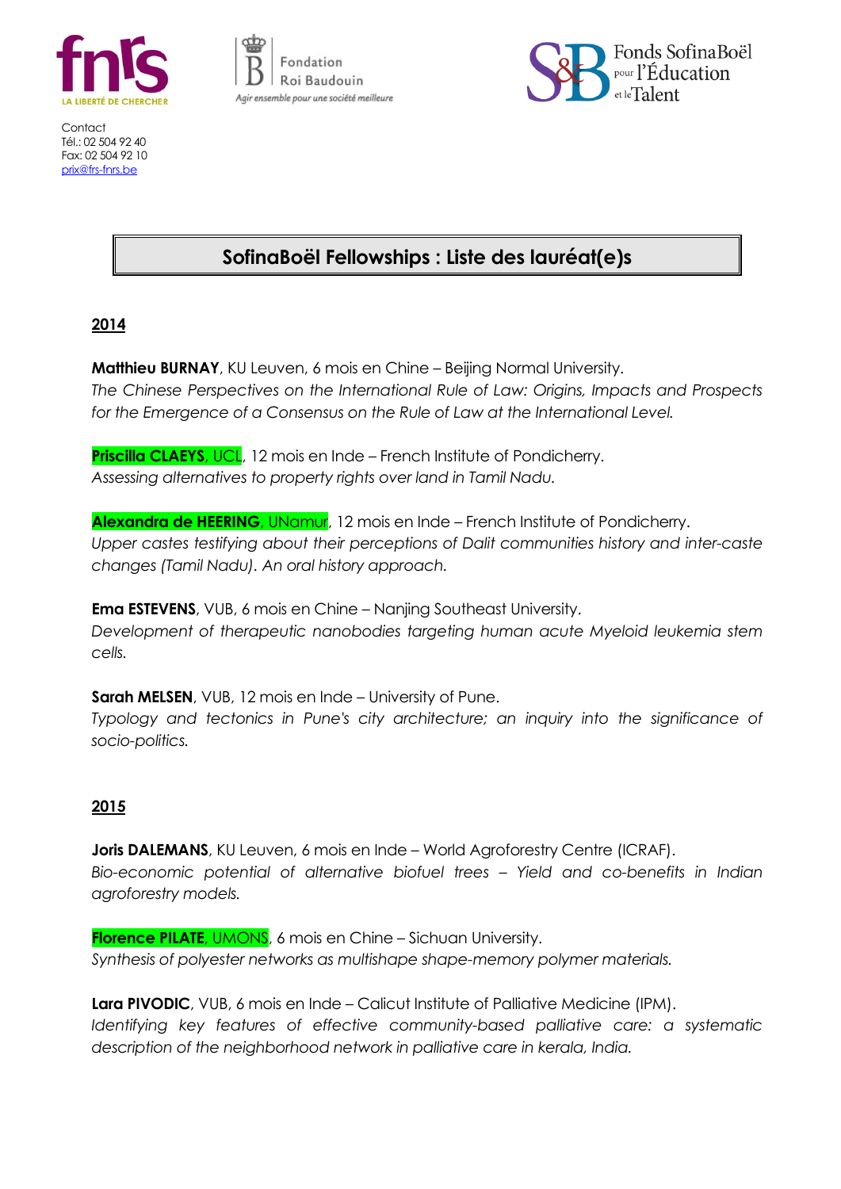Contact
Tél.: 02 504 92 40
Fax: 02 504 92 10
prix@frs-fnrs.be

# SofinaBoël Fellowships : Liste des lauréat(e)s

## 2014

**Matthieu BURNAY**, KU Leuven, 6 mois en Chine – Beijing Normal University.
*The Chinese Perspectives on the International Rule of Law: Origins, Impacts and Prospects for the Emergence of a Consensus on the Rule of Law at the International Level.*

**Priscilla CLAEYS**, UCL, 12 mois en Inde – French Institute of Pondicherry.
*Assessing alternatives to property rights over land in Tamil Nadu.*

**Alexandra de HEERING**, UNamur, 12 mois en Inde – French Institute of Pondicherry.
*Upper castes testifying about their perceptions of Dalit communities history and inter-caste changes (Tamil Nadu). An oral history approach.*

**Ema ESTEVENS**, VUB, 6 mois en Chine – Nanjing Southeast University.
*Development of therapeutic nanobodies targeting human acute Myeloid leukemia stem cells.*

**Sarah MELSEN**, VUB, 12 mois en Inde – University of Pune.
*Typology and tectonics in Pune's city architecture; an inquiry into the significance of socio-politics.*

## 2015

**Joris DALEMANS**, KU Leuven, 6 mois en Inde – World Agroforestry Centre (ICRAF).
*Bio-economic potential of alternative biofuel trees – Yield and co-benefits in Indian agroforestry models.*

**Florence PILATE**, UMONS, 6 mois en Chine – Sichuan University.
*Synthesis of polyester networks as multishape shape-memory polymer materials.*

**Lara PIVODIC**, VUB, 6 mois en Inde – Calicut Institute of Palliative Medicine (IPM).
*Identifying key features of effective community-based palliative care: a systematic description of the neighborhood network in palliative care in kerala, India.*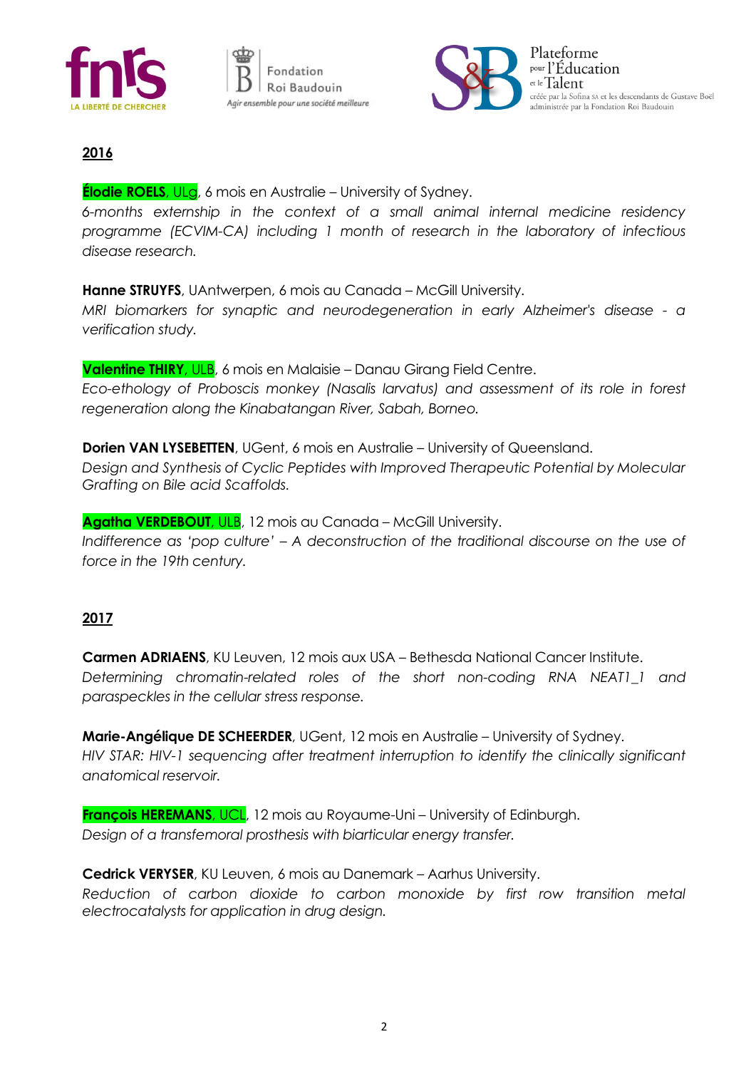## 2016

**Élodie ROELS**, ULg, 6 mois en Australie – University of Sydney.
*6-months externship in the context of a small animal internal medicine residency programme (ECVIM-CA) including 1 month of research in the laboratory of infectious disease research.*

**Hanne STRUYFS**, UAntwerpen, 6 mois au Canada – McGill University.
*MRI biomarkers for synaptic and neurodegeneration in early Alzheimer's disease - a verification study.*

**Valentine THIRY**, ULB, 6 mois en Malaisie – Danau Girang Field Centre.
*Eco-ethology of Proboscis monkey (Nasalis larvatus) and assessment of its role in forest regeneration along the Kinabatangan River, Sabah, Borneo.*

**Dorien VAN LYSEBETTEN**, UGent, 6 mois en Australie – University of Queensland.
*Design and Synthesis of Cyclic Peptides with Improved Therapeutic Potential by Molecular Grafting on Bile acid Scaffolds.*

**Agatha VERDEBOUT**, ULB, 12 mois au Canada – McGill University.
*Indifference as 'pop culture' – A deconstruction of the traditional discourse on the use of force in the 19th century.*

## 2017

**Carmen ADRIAENS**, KU Leuven, 12 mois aux USA – Bethesda National Cancer Institute.
*Determining chromatin-related roles of the short non-coding RNA NEAT1_1 and paraspeckles in the cellular stress response.*

**Marie-Angélique DE SCHEERDER**, UGent, 12 mois en Australie – University of Sydney.
*HIV STAR: HIV-1 sequencing after treatment interruption to identify the clinically significant anatomical reservoir.*

**François HEREMANS**, UCL, 12 mois au Royaume-Uni – University of Edinburgh.
*Design of a transfemoral prosthesis with biarticular energy transfer.*

**Cedrick VERYSER**, KU Leuven, 6 mois au Danemark – Aarhus University.
*Reduction of carbon dioxide to carbon monoxide by first row transition metal electrocatalysts for application in drug design.*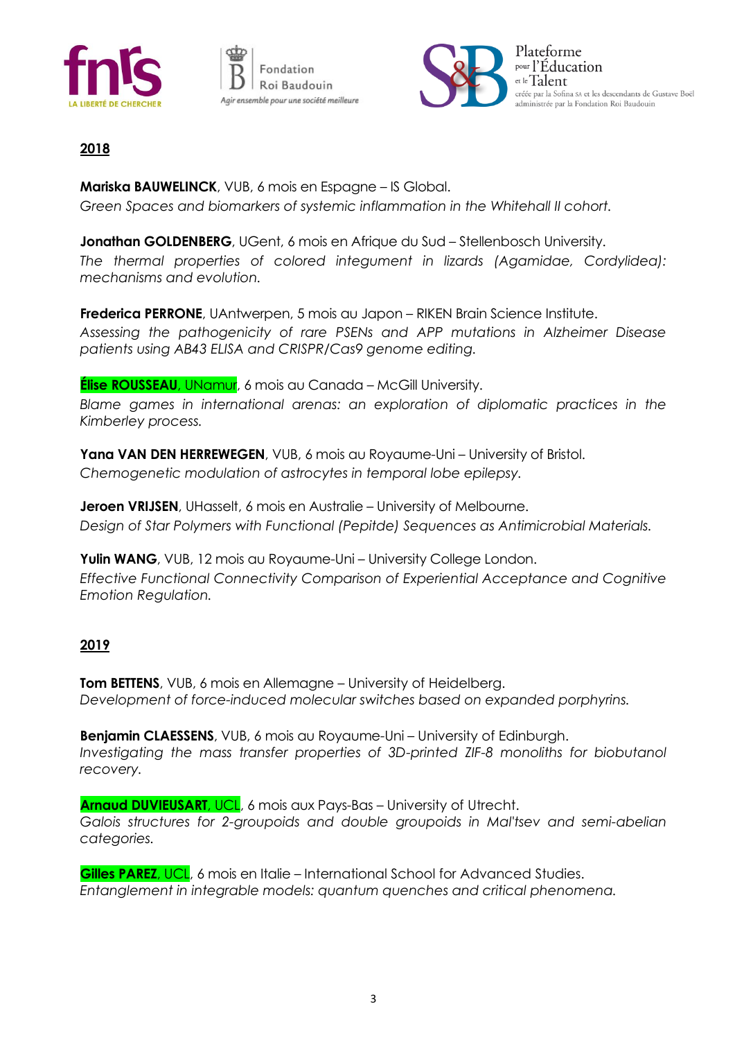**2018**

**Mariska BAUWELINCK**, VUB, 6 mois en Espagne – IS Global.
*Green Spaces and biomarkers of systemic inflammation in the Whitehall II cohort.*

**Jonathan GOLDENBERG**, UGent, 6 mois en Afrique du Sud – Stellenbosch University.
*The thermal properties of colored integument in lizards (Agamidae, Cordylidea): mechanisms and evolution.*

**Frederica PERRONE**, UAntwerpen, 5 mois au Japon – RIKEN Brain Science Institute.
*Assessing the pathogenicity of rare PSENs and APP mutations in Alzheimer Disease patients using AB43 ELISA and CRISPR/Cas9 genome editing.*

**Élise ROUSSEAU**, UNamur, 6 mois au Canada – McGill University.
*Blame games in international arenas: an exploration of diplomatic practices in the Kimberley process.*

**Yana VAN DEN HERREWEGEN**, VUB, 6 mois au Royaume-Uni – University of Bristol.
*Chemogenetic modulation of astrocytes in temporal lobe epilepsy.*

**Jeroen VRIJSEN**, UHasselt, 6 mois en Australie – University of Melbourne.
*Design of Star Polymers with Functional (Pepitde) Sequences as Antimicrobial Materials.*

**Yulin WANG**, VUB, 12 mois au Royaume-Uni – University College London.
*Effective Functional Connectivity Comparison of Experiential Acceptance and Cognitive Emotion Regulation.*

**2019**

**Tom BETTENS**, VUB, 6 mois en Allemagne – University of Heidelberg.
*Development of force-induced molecular switches based on expanded porphyrins.*

**Benjamin CLAESSENS**, VUB, 6 mois au Royaume-Uni – University of Edinburgh.
*Investigating the mass transfer properties of 3D-printed ZIF-8 monoliths for biobutanol recovery.*

**Arnaud DUVIEUSART**, UCL, 6 mois aux Pays-Bas – University of Utrecht.
*Galois structures for 2-groupoids and double groupoids in Mal'tsev and semi-abelian categories.*

**Gilles PAREZ**, UCL, 6 mois en Italie – International School for Advanced Studies.
*Entanglement in integrable models: quantum quenches and critical phenomena.*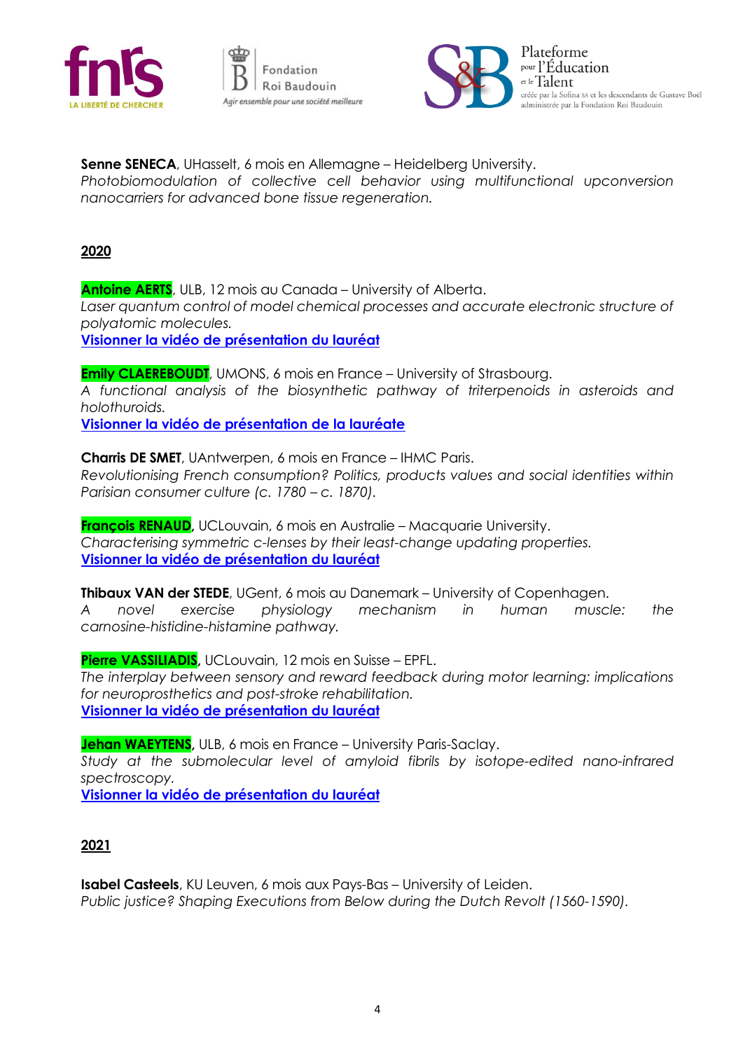**Senne SENECA**, UHasselt, 6 mois en Allemagne – Heidelberg University.
*Photobiomodulation of collective cell behavior using multifunctional upconversion nanocarriers for advanced bone tissue regeneration.*

## 2020

**Antoine AERTS**, ULB, 12 mois au Canada – University of Alberta.
*Laser quantum control of model chemical processes and accurate electronic structure of polyatomic molecules.*
Visionner la vidéo de présentation du lauréat

**Emily CLAEREBOUDT**, UMONS, 6 mois en France – University of Strasbourg.
*A functional analysis of the biosynthetic pathway of triterpenoids in asteroids and holothuroids.*
Visionner la vidéo de présentation de la lauréate

**Charris DE SMET**, UAntwerpen, 6 mois en France – IHMC Paris.
*Revolutionising French consumption? Politics, products values and social identities within Parisian consumer culture (c. 1780 – c. 1870).*

**François RENAUD**, UCLouvain, 6 mois en Australie – Macquarie University.
*Characterising symmetric c-lenses by their least-change updating properties.*
Visionner la vidéo de présentation du lauréat

**Thibaux VAN der STEDE**, UGent, 6 mois au Danemark – University of Copenhagen.
*A novel exercise physiology mechanism in human muscle: the carnosine-histidine-histamine pathway.*

**Pierre VASSILIADIS**, UCLouvain, 12 mois en Suisse – EPFL.
*The interplay between sensory and reward feedback during motor learning: implications for neuroprosthetics and post-stroke rehabilitation.*
Visionner la vidéo de présentation du lauréat

**Jehan WAEYTENS**, ULB, 6 mois en France – University Paris-Saclay.
*Study at the submolecular level of amyloid fibrils by isotope-edited nano-infrared spectroscopy.*
Visionner la vidéo de présentation du lauréat

## 2021

**Isabel Casteels**, KU Leuven, 6 mois aux Pays-Bas – University of Leiden.
*Public justice? Shaping Executions from Below during the Dutch Revolt (1560-1590).*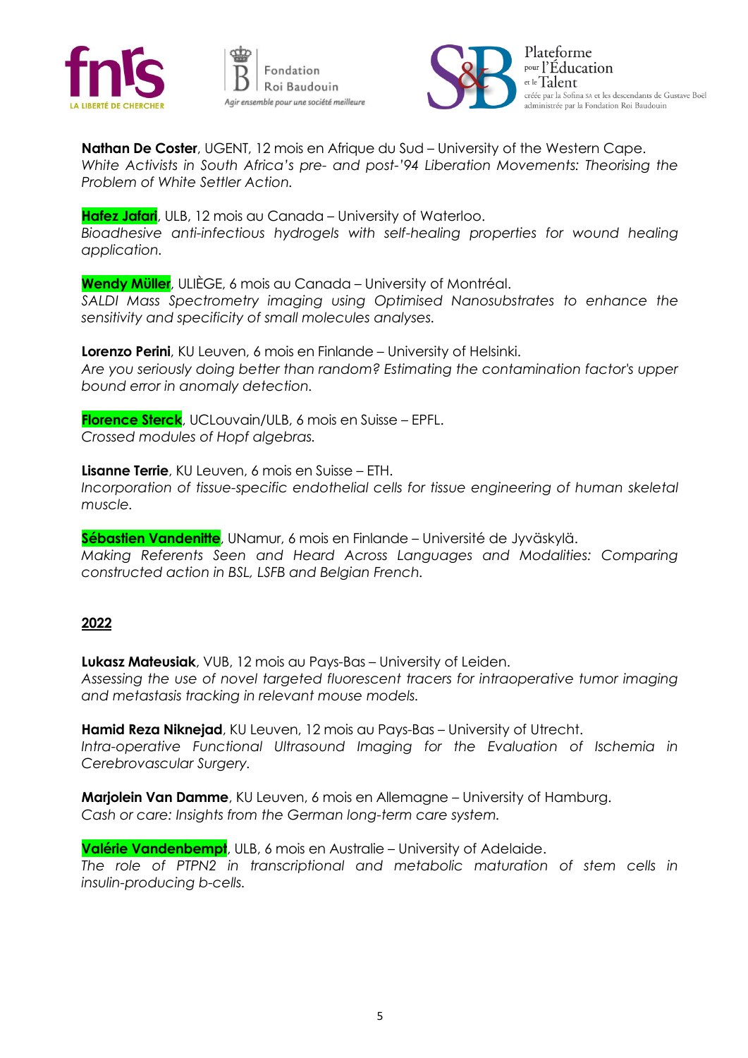**Nathan De Coster**, UGENT, 12 mois en Afrique du Sud – University of the Western Cape.
*White Activists in South Africa's pre- and post-'94 Liberation Movements: Theorising the Problem of White Settler Action.*

**Hafez Jafari**, ULB, 12 mois au Canada – University of Waterloo.
*Bioadhesive anti-infectious hydrogels with self-healing properties for wound healing application.*

**Wendy Müller**, ULIÈGE, 6 mois au Canada – University of Montréal.
*SALDI Mass Spectrometry imaging using Optimised Nanosubstrates to enhance the sensitivity and specificity of small molecules analyses.*

**Lorenzo Perini**, KU Leuven, 6 mois en Finlande – University of Helsinki.
*Are you seriously doing better than random? Estimating the contamination factor's upper bound error in anomaly detection.*

**Florence Sterck**, UCLouvain/ULB, 6 mois en Suisse – EPFL.
*Crossed modules of Hopf algebras.*

**Lisanne Terrie**, KU Leuven, 6 mois en Suisse – ETH.
*Incorporation of tissue-specific endothelial cells for tissue engineering of human skeletal muscle.*

**Sébastien Vandenitte**, UNamur, 6 mois en Finlande – Université de Jyväskylä.
*Making Referents Seen and Heard Across Languages and Modalities: Comparing constructed action in BSL, LSFB and Belgian French.*

## 2022

**Lukasz Mateusiak**, VUB, 12 mois au Pays-Bas – University of Leiden.
*Assessing the use of novel targeted fluorescent tracers for intraoperative tumor imaging and metastasis tracking in relevant mouse models.*

**Hamid Reza Niknejad**, KU Leuven, 12 mois au Pays-Bas – University of Utrecht.
*Intra-operative Functional Ultrasound Imaging for the Evaluation of Ischemia in Cerebrovascular Surgery.*

**Marjolein Van Damme**, KU Leuven, 6 mois en Allemagne – University of Hamburg.
*Cash or care: Insights from the German long-term care system.*

**Valérie Vandenbempt**, ULB, 6 mois en Australie – University of Adelaide.
*The role of PTPN2 in transcriptional and metabolic maturation of stem cells in insulin-producing b-cells.*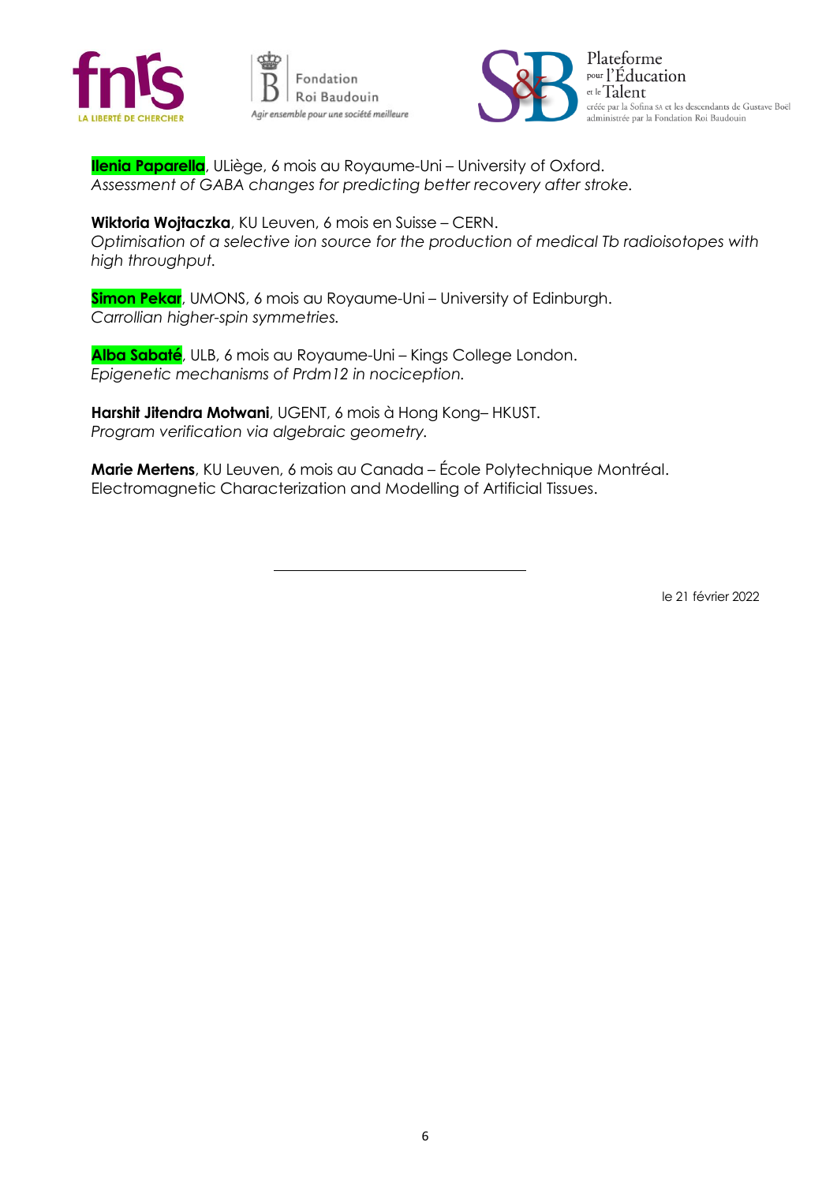**Ilenia Paparella**, ULiège, 6 mois au Royaume-Uni – University of Oxford.
*Assessment of GABA changes for predicting better recovery after stroke.*

**Wiktoria Wojtaczka**, KU Leuven, 6 mois en Suisse – CERN.
*Optimisation of a selective ion source for the production of medical Tb radioisotopes with high throughput.*

**Simon Pekar**, UMONS, 6 mois au Royaume-Uni – University of Edinburgh.
*Carrollian higher-spin symmetries.*

**Alba Sabaté**, ULB, 6 mois au Royaume-Uni – Kings College London.
*Epigenetic mechanisms of Prdm12 in nociception.*

**Harshit Jitendra Motwani**, UGENT, 6 mois à Hong Kong– HKUST.
*Program verification via algebraic geometry.*

**Marie Mertens**, KU Leuven, 6 mois au Canada – École Polytechnique Montréal.
Electromagnetic Characterization and Modelling of Artificial Tissues.

---

le 21 février 2022